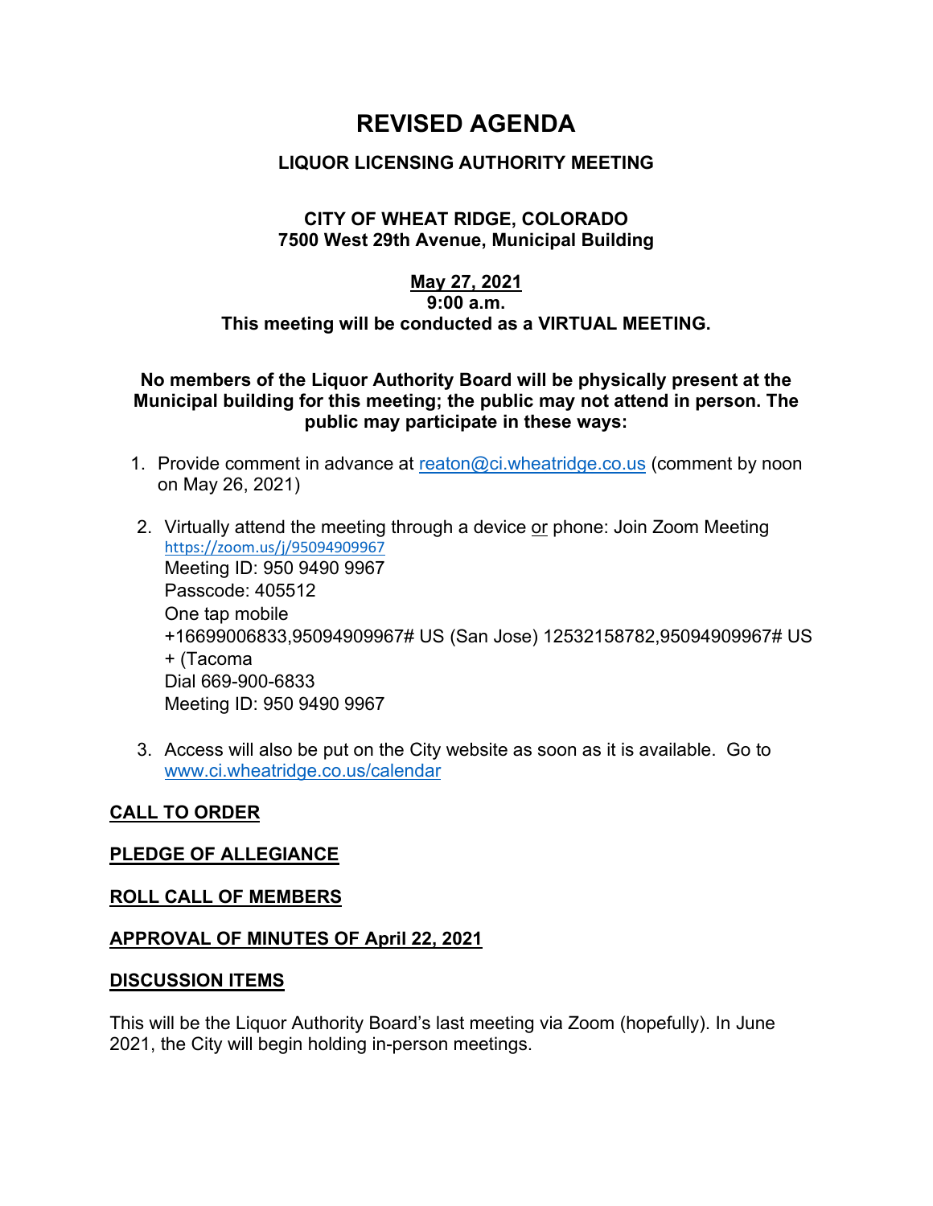# REVISED AGENDA

## LIQUOR LICENSING AUTHORITY MEETING

### CITY OF WHEAT RIDGE, COLORADO
### 7500 West 29th Avenue, Municipal Building

**<u>May 27, 2021</u>**
**9:00 a.m.**
**This meeting will be conducted as a VIRTUAL MEETING.**

**No members of the Liquor Authority Board will be physically present at the Municipal building for this meeting; the public may not attend in person. The public may participate in these ways:**

1. Provide comment in advance at [reaton@ci.wheatridge.co.us](mailto:reaton@ci.wheatridge.co.us) (comment by noon on May 26, 2021)

2. Virtually attend the meeting through a device <u>or</u> phone: Join Zoom Meeting
   [https://zoom.us/j/95094909967](https://zoom.us/j/95094909967)
   Meeting ID: 950 9490 9967
   Passcode: 405512
   One tap mobile
   +16699006833,95094909967# US (San Jose) 12532158782,95094909967# US + (Tacoma
   Dial 669-900-6833
   Meeting ID: 950 9490 9967

3. Access will also be put on the City website as soon as it is available. Go to [www.ci.wheatridge.co.us/calendar](http://www.ci.wheatridge.co.us/calendar)

**<u>CALL TO ORDER</u>**

**<u>PLEDGE OF ALLEGIANCE</u>**

**<u>ROLL CALL OF MEMBERS</u>**

**<u>APPROVAL OF MINUTES OF April 22, 2021</u>**

**<u>DISCUSSION ITEMS</u>**

This will be the Liquor Authority Board's last meeting via Zoom (hopefully). In June 2021, the City will begin holding in-person meetings.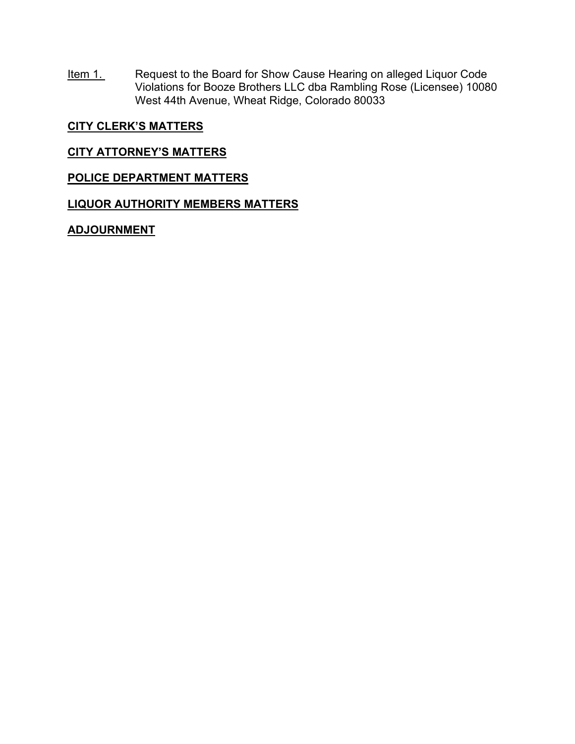Item 1. Request to the Board for Show Cause Hearing on alleged Liquor Code Violations for Booze Brothers LLC dba Rambling Rose (Licensee) 10080 West 44th Avenue, Wheat Ridge, Colorado 80033

**CITY CLERK'S MATTERS**

**CITY ATTORNEY'S MATTERS**

**POLICE DEPARTMENT MATTERS**

**LIQUOR AUTHORITY MEMBERS MATTERS**

**ADJOURNMENT**